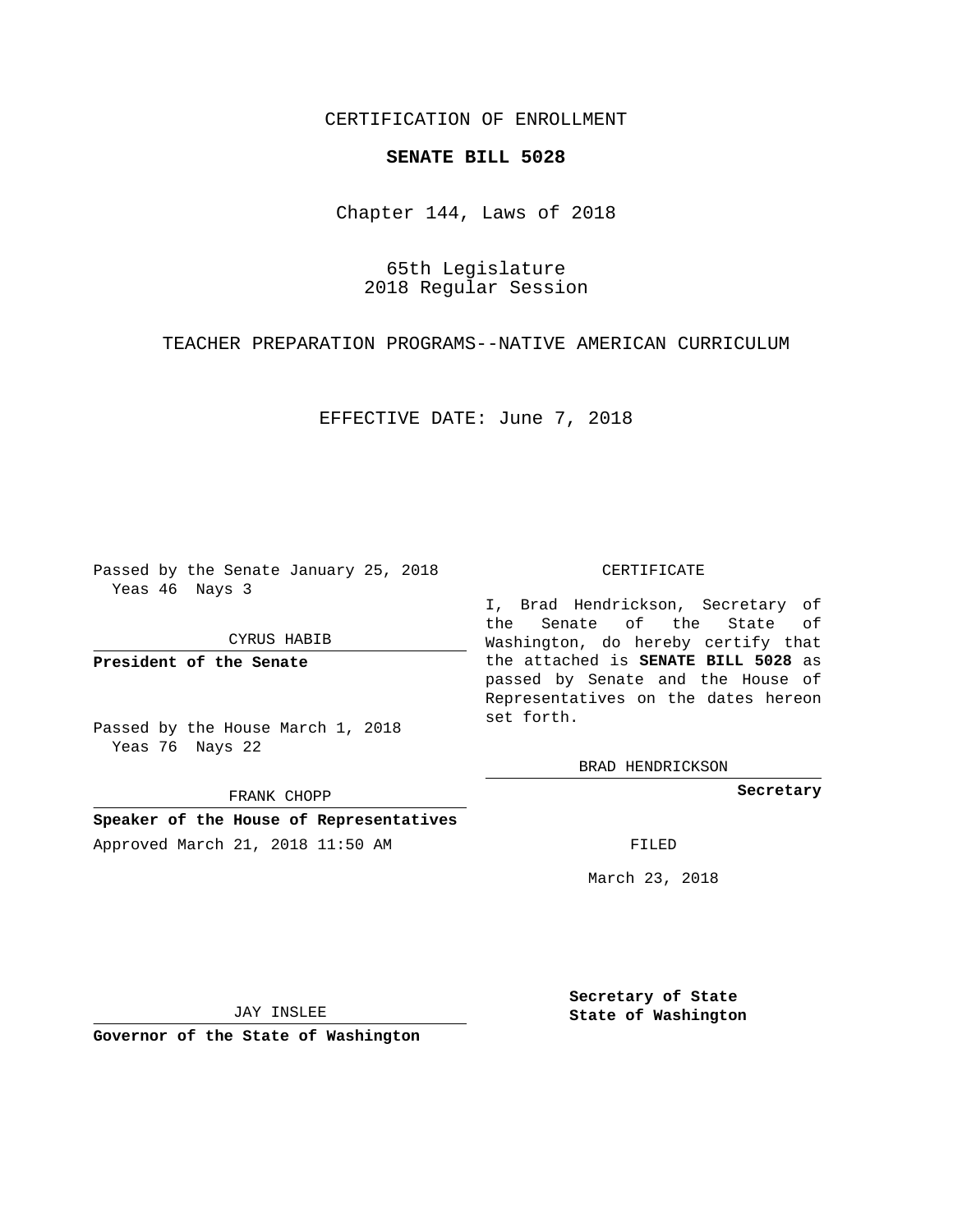CERTIFICATION OF ENROLLMENT

**SENATE BILL 5028**

Chapter 144, Laws of 2018

65th Legislature
2018 Regular Session

TEACHER PREPARATION PROGRAMS--NATIVE AMERICAN CURRICULUM

EFFECTIVE DATE: June 7, 2018

Passed by the Senate January 25, 2018
Yeas 46 Nays 3

CYRUS HABIB

**President of the Senate**

Passed by the House March 1, 2018
Yeas 76 Nays 22

FRANK CHOPP

**Speaker of the House of Representatives**

Approved March 21, 2018 11:50 AM

JAY INSLEE

**Governor of the State of Washington**

CERTIFICATE

I, Brad Hendrickson, Secretary of the Senate of the State of Washington, do hereby certify that the attached is **SENATE BILL 5028** as passed by Senate and the House of Representatives on the dates hereon set forth.

BRAD HENDRICKSON

**Secretary**

FILED

March 23, 2018

**Secretary of State**
**State of Washington**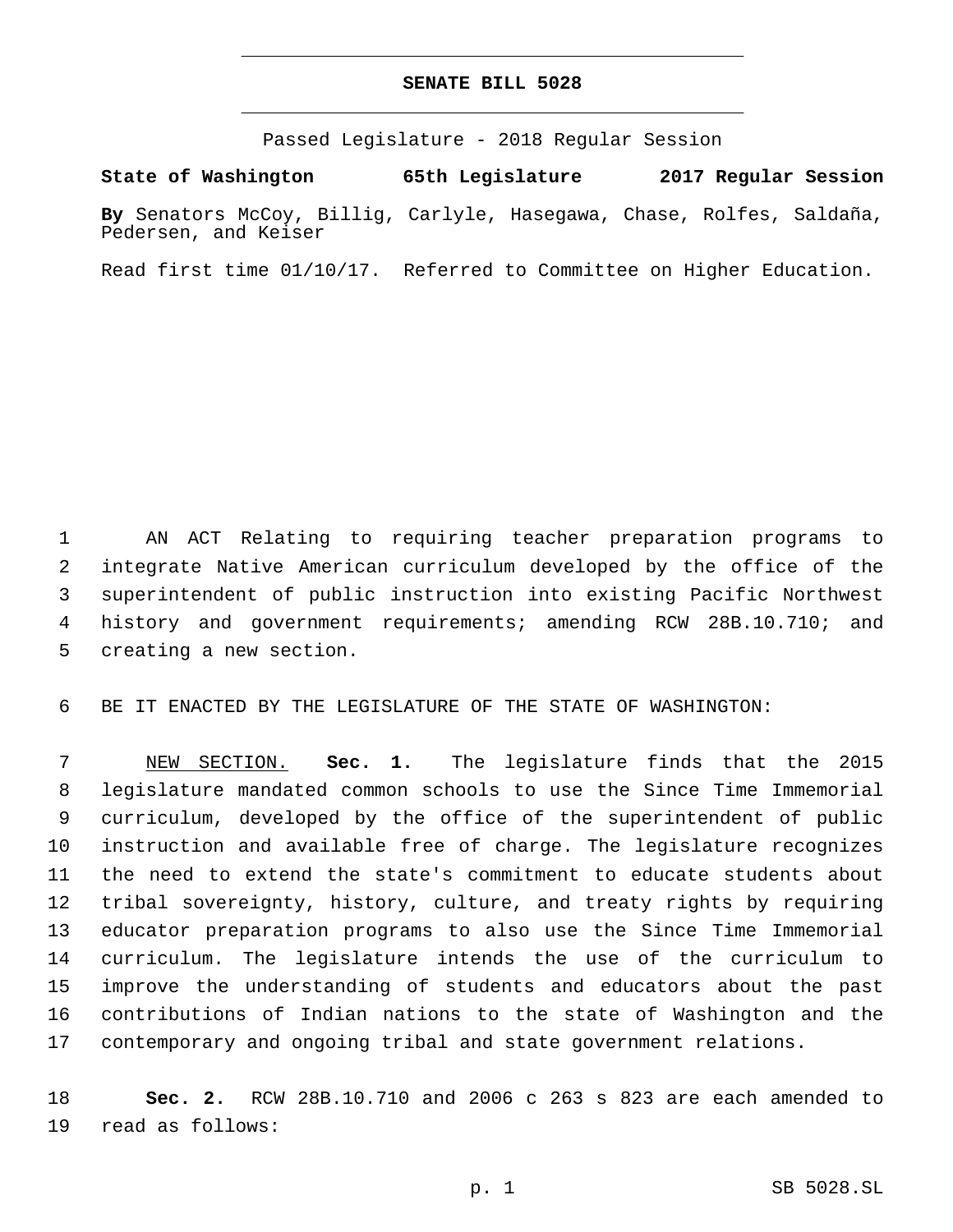# SENATE BILL 5028

Passed Legislature - 2018 Regular Session

**State of Washington 65th Legislature 2017 Regular Session**

**By** Senators McCoy, Billig, Carlyle, Hasegawa, Chase, Rolfes, Saldaña, Pedersen, and Keiser

Read first time 01/10/17. Referred to Committee on Higher Education.

AN ACT Relating to requiring teacher preparation programs to integrate Native American curriculum developed by the office of the superintendent of public instruction into existing Pacific Northwest history and government requirements; amending RCW 28B.10.710; and creating a new section.

BE IT ENACTED BY THE LEGISLATURE OF THE STATE OF WASHINGTON:

NEW SECTION. **Sec. 1.** The legislature finds that the 2015 legislature mandated common schools to use the Since Time Immemorial curriculum, developed by the office of the superintendent of public instruction and available free of charge. The legislature recognizes the need to extend the state's commitment to educate students about tribal sovereignty, history, culture, and treaty rights by requiring educator preparation programs to also use the Since Time Immemorial curriculum. The legislature intends the use of the curriculum to improve the understanding of students and educators about the past contributions of Indian nations to the state of Washington and the contemporary and ongoing tribal and state government relations.

**Sec. 2.** RCW 28B.10.710 and 2006 c 263 s 823 are each amended to read as follows: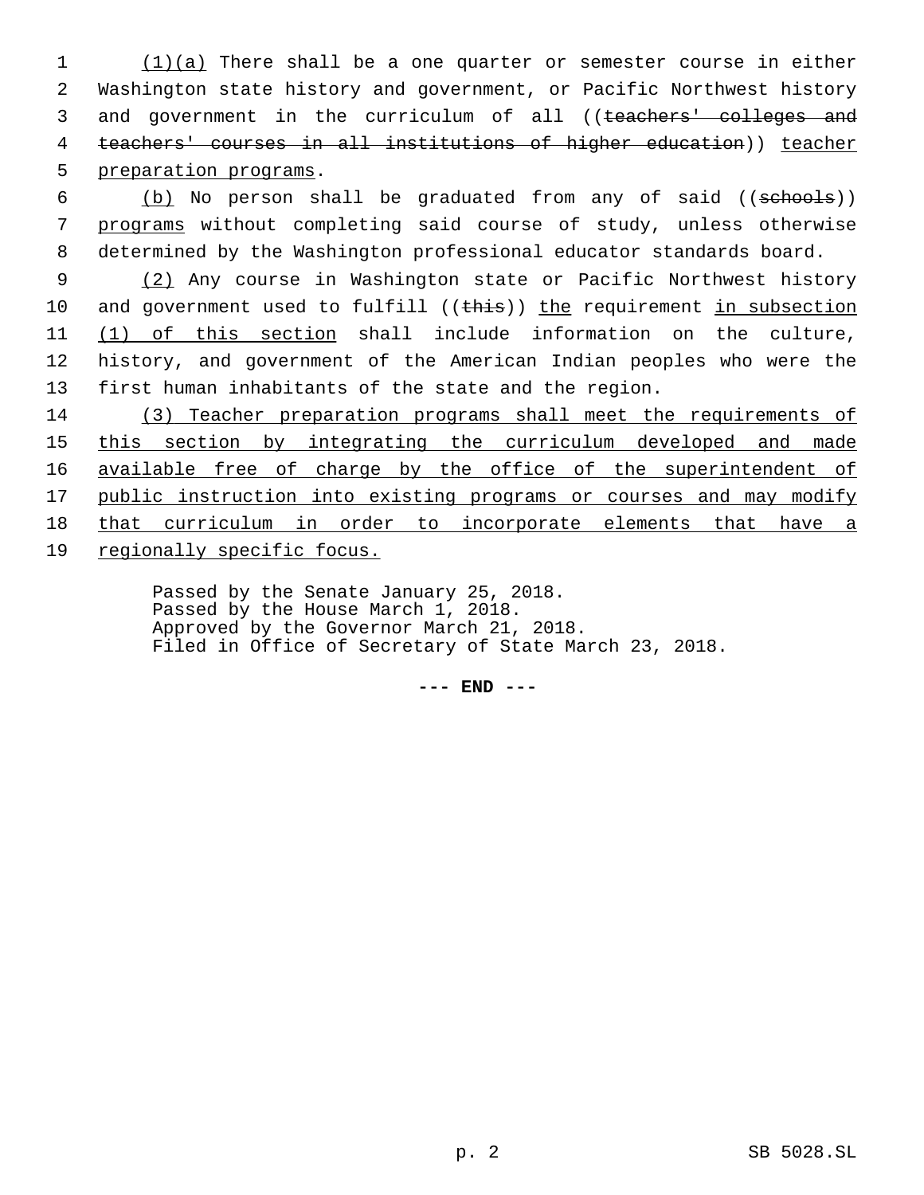(1)(a) There shall be a one quarter or semester course in either Washington state history and government, or Pacific Northwest history and government in the curriculum of all ((~~teachers' colleges and teachers' courses in all institutions of higher education~~)) teacher preparation programs.

(b) No person shall be graduated from any of said ((~~schools~~)) programs without completing said course of study, unless otherwise determined by the Washington professional educator standards board.

(2) Any course in Washington state or Pacific Northwest history and government used to fulfill ((~~this~~)) the requirement in subsection (1) of this section shall include information on the culture, history, and government of the American Indian peoples who were the first human inhabitants of the state and the region.

(3) Teacher preparation programs shall meet the requirements of this section by integrating the curriculum developed and made available free of charge by the office of the superintendent of public instruction into existing programs or courses and may modify that curriculum in order to incorporate elements that have a regionally specific focus.

Passed by the Senate January 25, 2018.
Passed by the House March 1, 2018.
Approved by the Governor March 21, 2018.
Filed in Office of Secretary of State March 23, 2018.

**--- END ---**